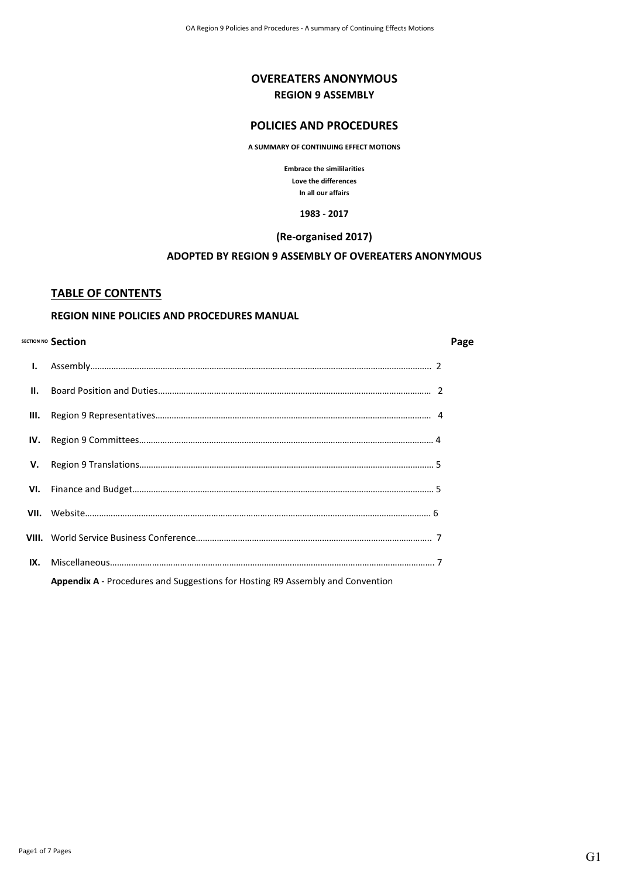# OVEREATERS ANONYMOUS

## REGION 9 ASSEMBLY

# POLICIES AND PROCEDURES

**A SUMMARY OF CONTINUING EFFECT MOTIONS**

**Embrace the simililarities**
**Love the differences**
**In all our affairs**

**1983 - 2017**

**(Re-organised 2017)**

**ADOPTED BY REGION 9 ASSEMBLY OF OVEREATERS ANONYMOUS**

## TABLE OF CONTENTS

### REGION NINE POLICIES AND PROCEDURES MANUAL

| SECTION NO | Section | Page |
|---|---|---|
| I. | Assembly | 2 |
| II. | Board Position and Duties | 2 |
| III. | Region 9 Representatives | 4 |
| IV. | Region 9 Committees | 4 |
| V. | Region 9 Translations | 5 |
| VI. | Finance and Budget | 5 |
| VII. | Website | 6 |
| VIII. | World Service Business Conference | 7 |
| IX. | Miscellaneous | 7 |
| | **Appendix A** - Procedures and Suggestions for Hosting R9 Assembly and Convention | |

G1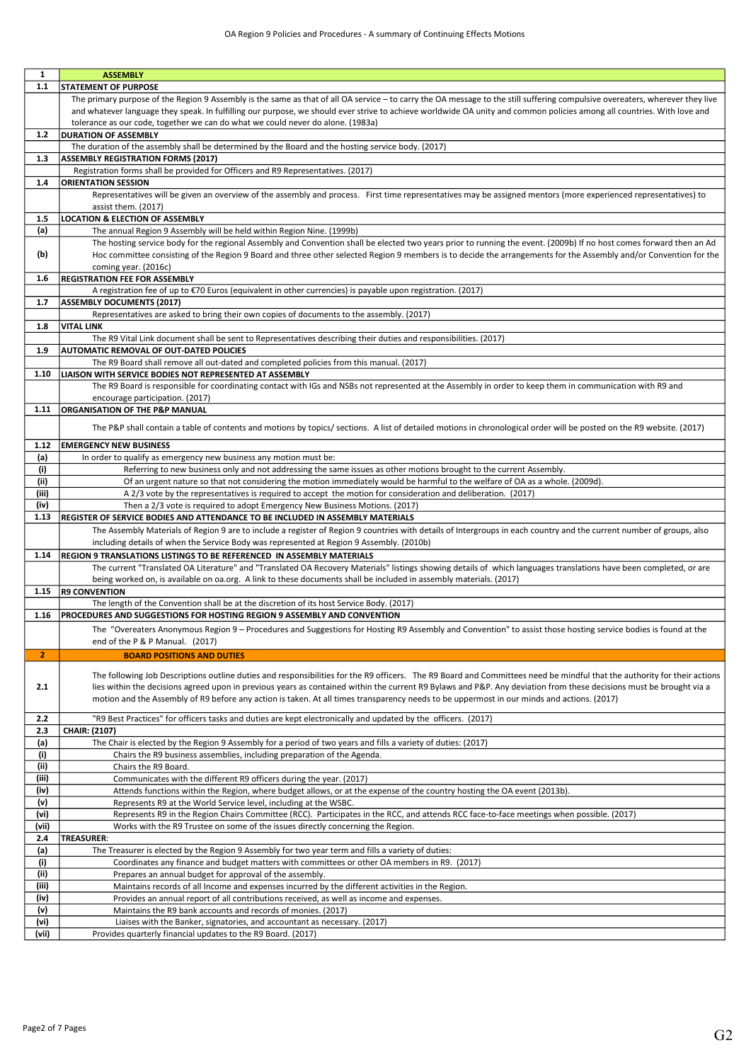OA Region 9 Policies and Procedures - A summary of Continuing Effects Motions

| 1 | **ASSEMBLY** |
|---|---|
| **1.1** | **STATEMENT OF PURPOSE** |
| | The primary purpose of the Region 9 Assembly is the same as that of all OA service – to carry the OA message to the still suffering compulsive overeaters, wherever they live and whatever language they speak. In fulfilling our purpose, we should ever strive to achieve worldwide OA unity and common policies among all countries. With love and tolerance as our code, together we can do what we could never do alone. (1983a) |
| **1.2** | **DURATION OF ASSEMBLY** |
| | The duration of the assembly shall be determined by the Board and the hosting service body. (2017) |
| **1.3** | **ASSEMBLY REGISTRATION FORMS (2017)** |
| | Registration forms shall be provided for Officers and R9 Representatives. (2017) |
| **1.4** | **ORIENTATION SESSION** |
| | Representatives will be given an overview of the assembly and process. First time representatives may be assigned mentors (more experienced representatives) to assist them. (2017) |
| **1.5** | **LOCATION & ELECTION OF ASSEMBLY** |
| **(a)** | The annual Region 9 Assembly will be held within Region Nine. (1999b) |
| **(b)** | The hosting service body for the regional Assembly and Convention shall be elected two years prior to running the event. (2009b) If no host comes forward then an Ad Hoc committee consisting of the Region 9 Board and three other selected Region 9 members is to decide the arrangements for the Assembly and/or Convention for the coming year. (2016c) |
| **1.6** | **REGISTRATION FEE FOR ASSEMBLY** |
| | A registration fee of up to €70 Euros (equivalent in other currencies) is payable upon registration. (2017) |
| **1.7** | **ASSEMBLY DOCUMENTS (2017)** |
| | Representatives are asked to bring their own copies of documents to the assembly. (2017) |
| **1.8** | **VITAL LINK** |
| | The R9 Vital Link document shall be sent to Representatives describing their duties and responsibilities. (2017) |
| **1.9** | **AUTOMATIC REMOVAL OF OUT-DATED POLICIES** |
| | The R9 Board shall remove all out-dated and completed policies from this manual. (2017) |
| **1.10** | **LIAISON WITH SERVICE BODIES NOT REPRESENTED AT ASSEMBLY** |
| | The R9 Board is responsible for coordinating contact with IGs and NSBs not represented at the Assembly in order to keep them in communication with R9 and encourage participation. (2017) |
| **1.11** | **ORGANISATION OF THE P&P MANUAL** |
| | The P&P shall contain a table of contents and motions by topics/ sections. A list of detailed motions in chronological order will be posted on the R9 website. (2017) |
| **1.12** | **EMERGENCY NEW BUSINESS** |
| **(a)** | In order to qualify as emergency new business any motion must be: |
| **(i)** | Referring to new business only and not addressing the same issues as other motions brought to the current Assembly. |
| **(ii)** | Of an urgent nature so that not considering the motion immediately would be harmful to the welfare of OA as a whole. (2009d). |
| **(iii)** | A 2/3 vote by the representatives is required to accept the motion for consideration and deliberation. (2017) |
| **(iv)** | Then a 2/3 vote is required to adopt Emergency New Business Motions. (2017) |
| **1.13** | **REGISTER OF SERVICE BODIES AND ATTENDANCE TO BE INCLUDED IN ASSEMBLY MATERIALS** |
| | The Assembly Materials of Region 9 are to include a register of Region 9 countries with details of Intergroups in each country and the current number of groups, also including details of when the Service Body was represented at Region 9 Assembly. (2010b) |
| **1.14** | **REGION 9 TRANSLATIONS LISTINGS TO BE REFERENCED IN ASSEMBLY MATERIALS** |
| | The current "Translated OA Literature" and "Translated OA Recovery Materials" listings showing details of which languages translations have been completed, or are being worked on, is available on oa.org. A link to these documents shall be included in assembly materials. (2017) |
| **1.15** | **R9 CONVENTION** |
| | The length of the Convention shall be at the discretion of its host Service Body. (2017) |
| **1.16** | **PROCEDURES AND SUGGESTIONS FOR HOSTING REGION 9 ASSEMBLY AND CONVENTION** |
| | The "Overeaters Anonymous Region 9 – Procedures and Suggestions for Hosting R9 Assembly and Convention" to assist those hosting service bodies is found at the end of the P & P Manual. (2017) |
| **2** | **BOARD POSITIONS AND DUTIES** |
| **2.1** | The following Job Descriptions outline duties and responsibilities for the R9 officers. The R9 Board and Committees need be mindful that the authority for their actions lies within the decisions agreed upon in previous years as contained within the current R9 Bylaws and P&P. Any deviation from these decisions must be brought via a motion and the Assembly of R9 before any action is taken. At all times transparency needs to be uppermost in our minds and actions. (2017) |
| **2.2** | "R9 Best Practices" for officers tasks and duties are kept electronically and updated by the officers. (2017) |
| **2.3** | **CHAIR: (2107)** |
| **(a)** | The Chair is elected by the Region 9 Assembly for a period of two years and fills a variety of duties: (2017) |
| **(i)** | Chairs the R9 business assemblies, including preparation of the Agenda. |
| **(ii)** | Chairs the R9 Board. |
| **(iii)** | Communicates with the different R9 officers during the year. (2017) |
| **(iv)** | Attends functions within the Region, where budget allows, or at the expense of the country hosting the OA event (2013b). |
| **(v)** | Represents R9 at the World Service level, including at the WSBC. |
| **(vi)** | Represents R9 in the Region Chairs Committee (RCC). Participates in the RCC, and attends RCC face-to-face meetings when possible. (2017) |
| **(vii)** | Works with the R9 Trustee on some of the issues directly concerning the Region. |
| **2.4** | **TREASURER**: |
| **(a)** | The Treasurer is elected by the Region 9 Assembly for two year term and fills a variety of duties: |
| **(i)** | Coordinates any finance and budget matters with committees or other OA members in R9. (2017) |
| **(ii)** | Prepares an annual budget for approval of the assembly. |
| **(iii)** | Maintains records of all Income and expenses incurred by the different activities in the Region. |
| **(iv)** | Provides an annual report of all contributions received, as well as income and expenses. |
| **(v)** | Maintains the R9 bank accounts and records of monies. (2017) |
| **(vi)** | Liaises with the Banker, signatories, and accountant as necessary. (2017) |
| **(vii)** | Provides quarterly financial updates to the R9 Board. (2017) |

G2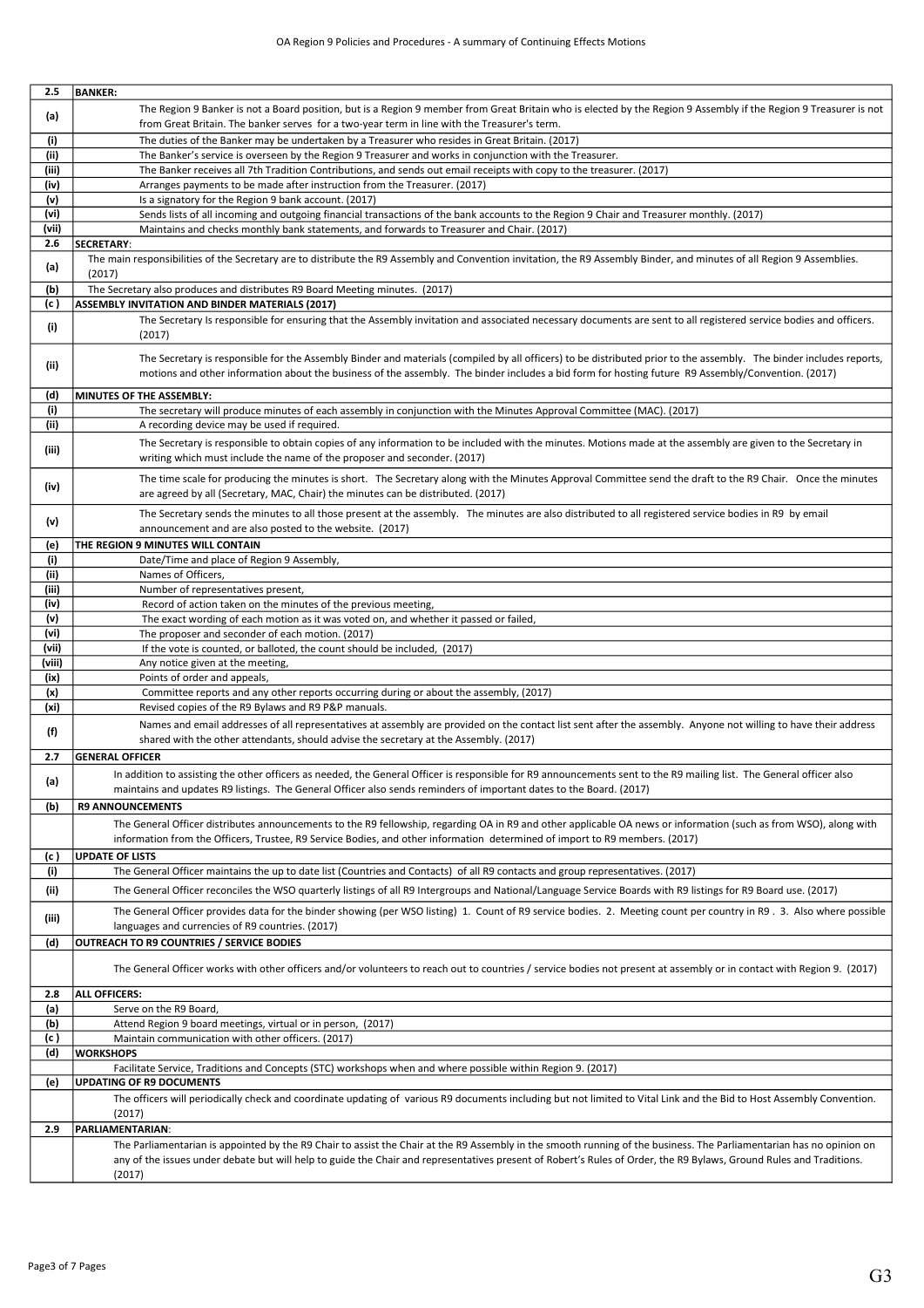| 2.5 | **BANKER:** |
|---|---|
| (a) | The Region 9 Banker is not a Board position, but is a Region 9 member from Great Britain who is elected by the Region 9 Assembly if the Region 9 Treasurer is not from Great Britain. The banker serves for a two-year term in line with the Treasurer's term. |
| (i) | The duties of the Banker may be undertaken by a Treasurer who resides in Great Britain. (2017) |
| (ii) | The Banker's service is overseen by the Region 9 Treasurer and works in conjunction with the Treasurer. |
| (iii) | The Banker receives all 7th Tradition Contributions, and sends out email receipts with copy to the treasurer. (2017) |
| (iv) | Arranges payments to be made after instruction from the Treasurer. (2017) |
| (v) | Is a signatory for the Region 9 bank account. (2017) |
| (vi) | Sends lists of all incoming and outgoing financial transactions of the bank accounts to the Region 9 Chair and Treasurer monthly. (2017) |
| (vii) | Maintains and checks monthly bank statements, and forwards to Treasurer and Chair. (2017) |
| 2.6 | **SECRETARY**: |
| (a) | The main responsibilities of the Secretary are to distribute the R9 Assembly and Convention invitation, the R9 Assembly Binder, and minutes of all Region 9 Assemblies. (2017) |
| (b) | The Secretary also produces and distributes R9 Board Meeting minutes. (2017) |
| (c ) | **ASSEMBLY INVITATION AND BINDER MATERIALS (2017)** |
| (i) | The Secretary Is responsible for ensuring that the Assembly invitation and associated necessary documents are sent to all registered service bodies and officers. (2017) |
| (ii) | The Secretary is responsible for the Assembly Binder and materials (compiled by all officers) to be distributed prior to the assembly. The binder includes reports, motions and other information about the business of the assembly. The binder includes a bid form for hosting future R9 Assembly/Convention. (2017) |
| (d) | **MINUTES OF THE ASSEMBLY:** |
| (i) | The secretary will produce minutes of each assembly in conjunction with the Minutes Approval Committee (MAC). (2017) |
| (ii) | A recording device may be used if required. |
| (iii) | The Secretary is responsible to obtain copies of any information to be included with the minutes. Motions made at the assembly are given to the Secretary in writing which must include the name of the proposer and seconder. (2017) |
| (iv) | The time scale for producing the minutes is short. The Secretary along with the Minutes Approval Committee send the draft to the R9 Chair. Once the minutes are agreed by all (Secretary, MAC, Chair) the minutes can be distributed. (2017) |
| (v) | The Secretary sends the minutes to all those present at the assembly. The minutes are also distributed to all registered service bodies in R9 by email announcement and are also posted to the website. (2017) |
| (e) | **THE REGION 9 MINUTES WILL CONTAIN** |
| (i) | Date/Time and place of Region 9 Assembly, |
| (ii) | Names of Officers, |
| (iii) | Number of representatives present, |
| (iv) | Record of action taken on the minutes of the previous meeting, |
| (v) | The exact wording of each motion as it was voted on, and whether it passed or failed, |
| (vi) | The proposer and seconder of each motion. (2017) |
| (vii) | If the vote is counted, or balloted, the count should be included, (2017) |
| (viii) | Any notice given at the meeting, |
| (ix) | Points of order and appeals, |
| (x) | Committee reports and any other reports occurring during or about the assembly, (2017) |
| (xi) | Revised copies of the R9 Bylaws and R9 P&P manuals. |
| (f) | Names and email addresses of all representatives at assembly are provided on the contact list sent after the assembly. Anyone not willing to have their address shared with the other attendants, should advise the secretary at the Assembly. (2017) |
| 2.7 | **GENERAL OFFICER** |
| (a) | In addition to assisting the other officers as needed, the General Officer is responsible for R9 announcements sent to the R9 mailing list. The General officer also maintains and updates R9 listings. The General Officer also sends reminders of important dates to the Board. (2017) |
| (b) | **R9 ANNOUNCEMENTS** |
| | The General Officer distributes announcements to the R9 fellowship, regarding OA in R9 and other applicable OA news or information (such as from WSO), along with information from the Officers, Trustee, R9 Service Bodies, and other information determined of import to R9 members. (2017) |
| (c ) | **UPDATE OF LISTS** |
| (i) | The General Officer maintains the up to date list (Countries and Contacts) of all R9 contacts and group representatives. (2017) |
| (ii) | The General Officer reconciles the WSO quarterly listings of all R9 Intergroups and National/Language Service Boards with R9 listings for R9 Board use. (2017) |
| (iii) | The General Officer provides data for the binder showing (per WSO listing) 1. Count of R9 service bodies. 2. Meeting count per country in R9 . 3. Also where possible languages and currencies of R9 countries. (2017) |
| (d) | **OUTREACH TO R9 COUNTRIES / SERVICE BODIES** |
| | The General Officer works with other officers and/or volunteers to reach out to countries / service bodies not present at assembly or in contact with Region 9. (2017) |
| 2.8 | **ALL OFFICERS:** |
| (a) | Serve on the R9 Board, |
| (b) | Attend Region 9 board meetings, virtual or in person, (2017) |
| (c ) | Maintain communication with other officers. (2017) |
| (d) | **WORKSHOPS** |
| | Facilitate Service, Traditions and Concepts (STC) workshops when and where possible within Region 9. (2017) |
| (e) | **UPDATING OF R9 DOCUMENTS** |
| | The officers will periodically check and coordinate updating of various R9 documents including but not limited to Vital Link and the Bid to Host Assembly Convention. (2017) |
| 2.9 | **PARLIAMENTARIAN**: |
| | The Parliamentarian is appointed by the R9 Chair to assist the Chair at the R9 Assembly in the smooth running of the business. The Parliamentarian has no opinion on any of the issues under debate but will help to guide the Chair and representatives present of Robert's Rules of Order, the R9 Bylaws, Ground Rules and Traditions. (2017) |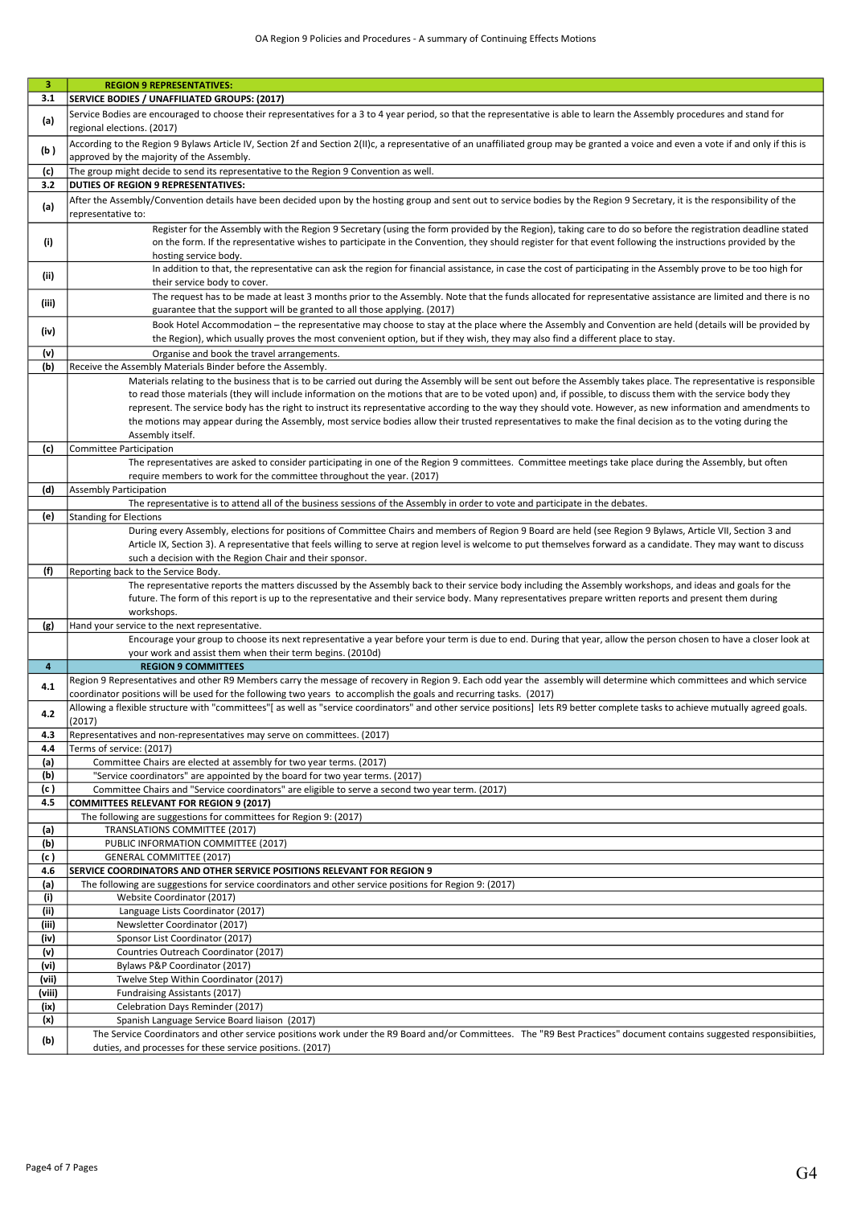| 3 | REGION 9 REPRESENTATIVES: |
|---|---|
| 3.1 | **SERVICE BODIES / UNAFFILIATED GROUPS: (2017)** |
| (a) | Service Bodies are encouraged to choose their representatives for a 3 to 4 year period, so that the representative is able to learn the Assembly procedures and stand for regional elections. (2017) |
| (b ) | According to the Region 9 Bylaws Article IV, Section 2f and Section 2(II)c, a representative of an unaffiliated group may be granted a voice and even a vote if and only if this is approved by the majority of the Assembly. |
| (c) | The group might decide to send its representative to the Region 9 Convention as well. |
| 3.2 | **DUTIES OF REGION 9 REPRESENTATIVES:** |
| (a) | After the Assembly/Convention details have been decided upon by the hosting group and sent out to service bodies by the Region 9 Secretary, it is the responsibility of the representative to: |
| (i) | Register for the Assembly with the Region 9 Secretary (using the form provided by the Region), taking care to do so before the registration deadline stated on the form. If the representative wishes to participate in the Convention, they should register for that event following the instructions provided by the hosting service body. |
| (ii) | In addition to that, the representative can ask the region for financial assistance, in case the cost of participating in the Assembly prove to be too high for their service body to cover. |
| (iii) | The request has to be made at least 3 months prior to the Assembly. Note that the funds allocated for representative assistance are limited and there is no guarantee that the support will be granted to all those applying. (2017) |
| (iv) | Book Hotel Accommodation – the representative may choose to stay at the place where the Assembly and Convention are held (details will be provided by the Region), which usually proves the most convenient option, but if they wish, they may also find a different place to stay. |
| (v) | Organise and book the travel arrangements. |
| (b) | Receive the Assembly Materials Binder before the Assembly. |
| | Materials relating to the business that is to be carried out during the Assembly will be sent out before the Assembly takes place. The representative is responsible to read those materials (they will include information on the motions that are to be voted upon) and, if possible, to discuss them with the service body they represent. The service body has the right to instruct its representative according to the way they should vote. However, as new information and amendments to the motions may appear during the Assembly, most service bodies allow their trusted representatives to make the final decision as to the voting during the Assembly itself. |
| (c) | Committee Participation |
| | The representatives are asked to consider participating in one of the Region 9 committees. Committee meetings take place during the Assembly, but often require members to work for the committee throughout the year. (2017) |
| (d) | Assembly Participation |
| | The representative is to attend all of the business sessions of the Assembly in order to vote and participate in the debates. |
| (e) | Standing for Elections |
| | During every Assembly, elections for positions of Committee Chairs and members of Region 9 Board are held (see Region 9 Bylaws, Article VII, Section 3 and Article IX, Section 3). A representative that feels willing to serve at region level is welcome to put themselves forward as a candidate. They may want to discuss such a decision with the Region Chair and their sponsor. |
| (f) | Reporting back to the Service Body. |
| | The representative reports the matters discussed by the Assembly back to their service body including the Assembly workshops, and ideas and goals for the future. The form of this report is up to the representative and their service body. Many representatives prepare written reports and present them during workshops. |
| (g) | Hand your service to the next representative. |
| | Encourage your group to choose its next representative a year before your term is due to end. During that year, allow the person chosen to have a closer look at your work and assist them when their term begins. (2010d) |
| **4** | **REGION 9 COMMITTEES** |
| 4.1 | Region 9 Representatives and other R9 Members carry the message of recovery in Region 9. Each odd year the assembly will determine which committees and which service coordinator positions will be used for the following two years to accomplish the goals and recurring tasks. (2017) |
| 4.2 | Allowing a flexible structure with "committees"[ as well as "service coordinators" and other service positions] lets R9 better complete tasks to achieve mutually agreed goals. (2017) |
| 4.3 | Representatives and non-representatives may serve on committees. (2017) |
| 4.4 | Terms of service: (2017) |
| (a) | Committee Chairs are elected at assembly for two year terms. (2017) |
| (b) | "Service coordinators" are appointed by the board for two year terms. (2017) |
| (c ) | Committee Chairs and "Service coordinators" are eligible to serve a second two year term. (2017) |
| 4.5 | **COMMITTEES RELEVANT FOR REGION 9 (2017)** |
| | The following are suggestions for committees for Region 9: (2017) |
| (a) | TRANSLATIONS COMMITTEE (2017) |
| (b) | PUBLIC INFORMATION COMMITTEE (2017) |
| (c ) | GENERAL COMMITTEE (2017) |
| 4.6 | **SERVICE COORDINATORS AND OTHER SERVICE POSITIONS RELEVANT FOR REGION 9** |
| (a) | The following are suggestions for service coordinators and other service positions for Region 9: (2017) |
| (i) | Website Coordinator (2017) |
| (ii) | Language Lists Coordinator (2017) |
| (iii) | Newsletter Coordinator (2017) |
| (iv) | Sponsor List Coordinator (2017) |
| (v) | Countries Outreach Coordinator (2017) |
| (vi) | Bylaws P&P Coordinator (2017) |
| (vii) | Twelve Step Within Coordinator (2017) |
| (viii) | Fundraising Assistants (2017) |
| (ix) | Celebration Days Reminder (2017) |
| (x) | Spanish Language Service Board liaison (2017) |
| (b) | The Service Coordinators and other service positions work under the R9 Board and/or Committees. The "R9 Best Practices" document contains suggested responsibilities, duties, and processes for these service positions. (2017) |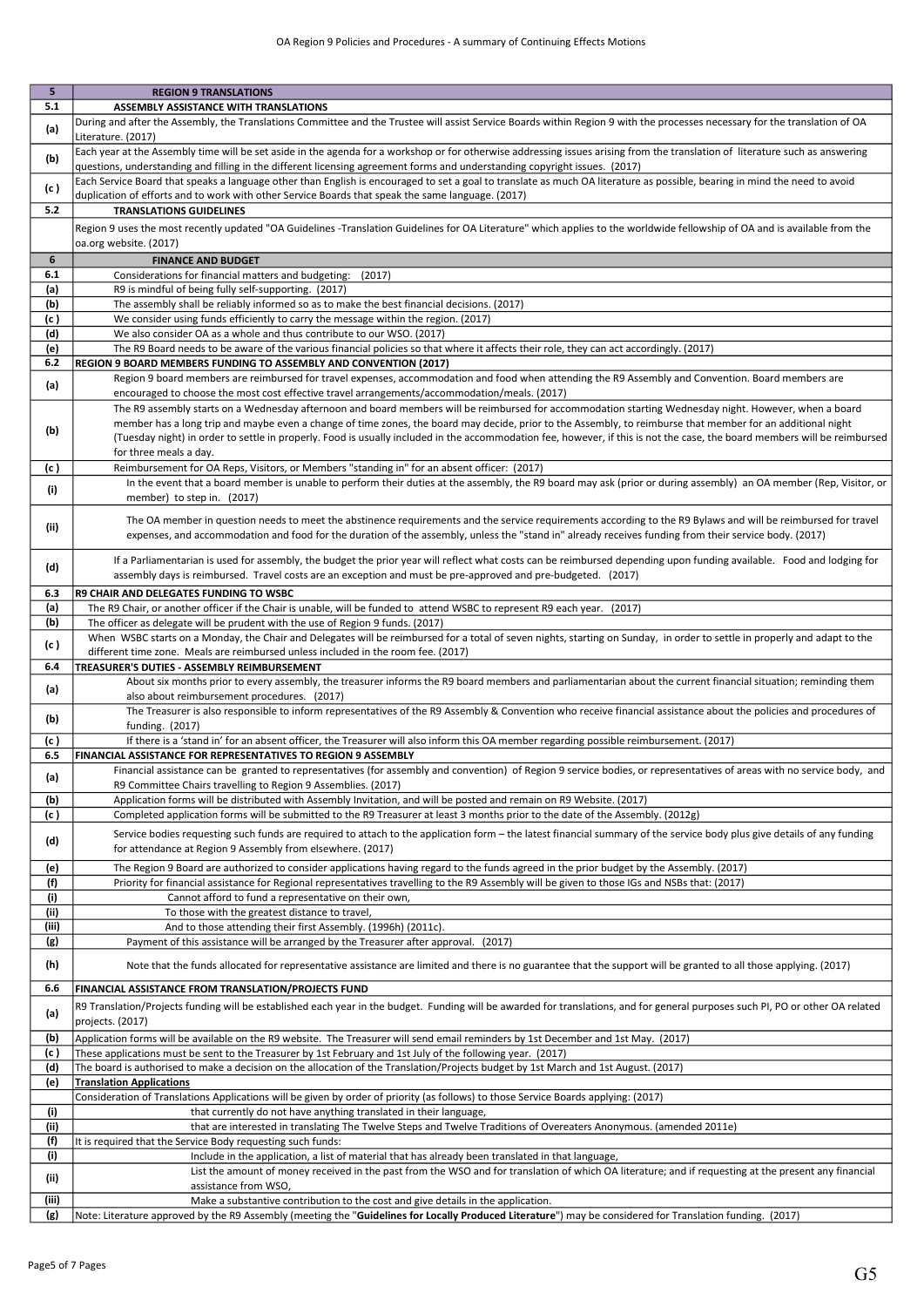| 5 | REGION 9 TRANSLATIONS |
|---|---|
| 5.1 | ASSEMBLY ASSISTANCE WITH TRANSLATIONS |
| (a) | During and after the Assembly, the Translations Committee and the Trustee will assist Service Boards within Region 9 with the processes necessary for the translation of OA Literature. (2017) |
| (b) | Each year at the Assembly time will be set aside in the agenda for a workshop or for otherwise addressing issues arising from the translation of literature such as answering questions, understanding and filling in the different licensing agreement forms and understanding copyright issues. (2017) |
| (c ) | Each Service Board that speaks a language other than English is encouraged to set a goal to translate as much OA literature as possible, bearing in mind the need to avoid duplication of efforts and to work with other Service Boards that speak the same language. (2017) |
| 5.2 | TRANSLATIONS GUIDELINES |
| | Region 9 uses the most recently updated "OA Guidelines -Translation Guidelines for OA Literature" which applies to the worldwide fellowship of OA and is available from the oa.org website. (2017) |
| 6 | FINANCE AND BUDGET |
| 6.1 | Considerations for financial matters and budgeting: (2017) |
| (a) | R9 is mindful of being fully self-supporting. (2017) |
| (b) | The assembly shall be reliably informed so as to make the best financial decisions. (2017) |
| (c ) | We consider using funds efficiently to carry the message within the region. (2017) |
| (d) | We also consider OA as a whole and thus contribute to our WSO. (2017) |
| (e) | The R9 Board needs to be aware of the various financial policies so that where it affects their role, they can act accordingly. (2017) |
| 6.2 | REGION 9 BOARD MEMBERS FUNDING TO ASSEMBLY AND CONVENTION (2017) |
| (a) | Region 9 board members are reimbursed for travel expenses, accommodation and food when attending the R9 Assembly and Convention. Board members are encouraged to choose the most cost effective travel arrangements/accommodation/meals. (2017) |
| (b) | The R9 assembly starts on a Wednesday afternoon and board members will be reimbursed for accommodation starting Wednesday night. However, when a board member has a long trip and maybe even a change of time zones, the board may decide, prior to the Assembly, to reimburse that member for an additional night (Tuesday night) in order to settle in properly. Food is usually included in the accommodation fee, however, if this is not the case, the board members will be reimbursed for three meals a day. |
| (c ) | Reimbursement for OA Reps, Visitors, or Members "standing in" for an absent officer: (2017) |
| (i) | In the event that a board member is unable to perform their duties at the assembly, the R9 board may ask (prior or during assembly) an OA member (Rep, Visitor, or member) to step in. (2017) |
| (ii) | The OA member in question needs to meet the abstinence requirements and the service requirements according to the R9 Bylaws and will be reimbursed for travel expenses, and accommodation and food for the duration of the assembly, unless the "stand in" already receives funding from their service body. (2017) |
| (d) | If a Parliamentarian is used for assembly, the budget the prior year will reflect what costs can be reimbursed depending upon funding available. Food and lodging for assembly days is reimbursed. Travel costs are an exception and must be pre-approved and pre-budgeted. (2017) |
| 6.3 | R9 CHAIR AND DELEGATES FUNDING TO WSBC |
| (a) | The R9 Chair, or another officer if the Chair is unable, will be funded to attend WSBC to represent R9 each year. (2017) |
| (b) | The officer as delegate will be prudent with the use of Region 9 funds. (2017) |
| (c ) | When WSBC starts on a Monday, the Chair and Delegates will be reimbursed for a total of seven nights, starting on Sunday, in order to settle in properly and adapt to the different time zone. Meals are reimbursed unless included in the room fee. (2017) |
| 6.4 | TREASURER'S DUTIES - ASSEMBLY REIMBURSEMENT |
| (a) | About six months prior to every assembly, the treasurer informs the R9 board members and parliamentarian about the current financial situation; reminding them also about reimbursement procedures. (2017) |
| (b) | The Treasurer is also responsible to inform representatives of the R9 Assembly & Convention who receive financial assistance about the policies and procedures of funding. (2017) |
| (c ) | If there is a 'stand in' for an absent officer, the Treasurer will also inform this OA member regarding possible reimbursement. (2017) |
| 6.5 | FINANCIAL ASSISTANCE FOR REPRESENTATIVES TO REGION 9 ASSEMBLY |
| (a) | Financial assistance can be granted to representatives (for assembly and convention) of Region 9 service bodies, or representatives of areas with no service body, and R9 Committee Chairs travelling to Region 9 Assemblies. (2017) |
| (b) | Application forms will be distributed with Assembly Invitation, and will be posted and remain on R9 Website. (2017) |
| (c ) | Completed application forms will be submitted to the R9 Treasurer at least 3 months prior to the date of the Assembly. (2012g) |
| (d) | Service bodies requesting such funds are required to attach to the application form – the latest financial summary of the service body plus give details of any funding for attendance at Region 9 Assembly from elsewhere. (2017) |
| (e) | The Region 9 Board are authorized to consider applications having regard to the funds agreed in the prior budget by the Assembly. (2017) |
| (f) | Priority for financial assistance for Regional representatives travelling to the R9 Assembly will be given to those IGs and NSBs that: (2017) |
| (i) | Cannot afford to fund a representative on their own, |
| (ii) | To those with the greatest distance to travel, |
| (iii) | And to those attending their first Assembly. (1996h) (2011c). |
| (g) | Payment of this assistance will be arranged by the Treasurer after approval. (2017) |
| (h) | Note that the funds allocated for representative assistance are limited and there is no guarantee that the support will be granted to all those applying. (2017) |
| 6.6 | FINANCIAL ASSISTANCE FROM TRANSLATION/PROJECTS FUND |
| (a) | R9 Translation/Projects funding will be established each year in the budget. Funding will be awarded for translations, and for general purposes such PI, PO or other OA related projects. (2017) |
| (b) | Application forms will be available on the R9 website. The Treasurer will send email reminders by 1st December and 1st May. (2017) |
| (c ) | These applications must be sent to the Treasurer by 1st February and 1st July of the following year. (2017) |
| (d) | The board is authorised to make a decision on the allocation of the Translation/Projects budget by 1st March and 1st August. (2017) |
| (e) | Translation Applications |
| | Consideration of Translations Applications will be given by order of priority (as follows) to those Service Boards applying: (2017) |
| (i) | that currently do not have anything translated in their language, |
| (ii) | that are interested in translating The Twelve Steps and Twelve Traditions of Overeaters Anonymous. (amended 2011e) |
| (f) | It is required that the Service Body requesting such funds: |
| (i) | Include in the application, a list of material that has already been translated in that language, |
| (ii) | List the amount of money received in the past from the WSO and for translation of which OA literature; and if requesting at the present any financial assistance from WSO, |
| (iii) | Make a substantive contribution to the cost and give details in the application. |
| (g) | Note: Literature approved by the R9 Assembly (meeting the "**Guidelines for Locally Produced Literature**") may be considered for Translation funding. (2017) |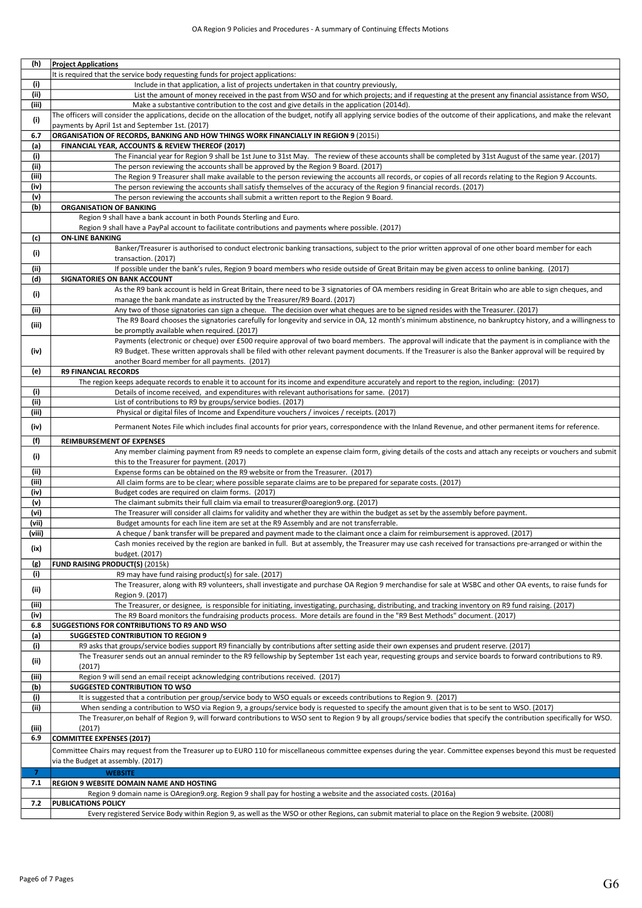| (h) | **Project Applications** |
|---|---|
| | It is required that the service body requesting funds for project applications: |
| (i) | Include in that application, a list of projects undertaken in that country previously, |
| (ii) | List the amount of money received in the past from WSO and for which projects; and if requesting at the present any financial assistance from WSO, |
| (iii) | Make a substantive contribution to the cost and give details in the application (2014d). |
| (i) | The officers will consider the applications, decide on the allocation of the budget, notify all applying service bodies of the outcome of their applications, and make the relevant payments by April 1st and September 1st. (2017) |
| **6.7** | **ORGANISATION OF RECORDS, BANKING AND HOW THINGS WORK FINANCIALLY IN REGION 9** (2015i) |
| (a) | **FINANCIAL YEAR, ACCOUNTS & REVIEW THEREOF (2017)** |
| (i) | The Financial year for Region 9 shall be 1st June to 31st May. The review of these accounts shall be completed by 31st August of the same year. (2017) |
| (ii) | The person reviewing the accounts shall be approved by the Region 9 Board. (2017) |
| (iii) | The Region 9 Treasurer shall make available to the person reviewing the accounts all records, or copies of all records relating to the Region 9 Accounts. |
| (iv) | The person reviewing the accounts shall satisfy themselves of the accuracy of the Region 9 financial records. (2017) |
| (v) | The person reviewing the accounts shall submit a written report to the Region 9 Board. |
| (b) | **ORGANISATION OF BANKING** |
| | Region 9 shall have a bank account in both Pounds Sterling and Euro. |
| | Region 9 shall have a PayPal account to facilitate contributions and payments where possible. (2017) |
| (c) | **ON-LINE BANKING** |
| (i) | Banker/Treasurer is authorised to conduct electronic banking transactions, subject to the prior written approval of one other board member for each transaction. (2017) |
| (ii) | If possible under the bank's rules, Region 9 board members who reside outside of Great Britain may be given access to online banking. (2017) |
| (d) | **SIGNATORIES ON BANK ACCOUNT** |
| (i) | As the R9 bank account is held in Great Britain, there need to be 3 signatories of OA members residing in Great Britain who are able to sign cheques, and manage the bank mandate as instructed by the Treasurer/R9 Board. (2017) |
| (ii) | Any two of those signatories can sign a cheque. The decision over what cheques are to be signed resides with the Treasurer. (2017) |
| (iii) | The R9 Board chooses the signatories carefully for longevity and service in OA, 12 month's minimum abstinence, no bankruptcy history, and a willingness to be promptly available when required. (2017) |
| (iv) | Payments (electronic or cheque) over £500 require approval of two board members. The approval will indicate that the payment is in compliance with the R9 Budget. These written approvals shall be filed with other relevant payment documents. If the Treasurer is also the Banker approval will be required by another Board member for all payments. (2017) |
| (e) | **R9 FINANCIAL RECORDS** |
| | The region keeps adequate records to enable it to account for its income and expenditure accurately and report to the region, including: (2017) |
| (i) | Details of income received, and expenditures with relevant authorisations for same. (2017) |
| (ii) | List of contributions to R9 by groups/service bodies. (2017) |
| (iii) | Physical or digital files of Income and Expenditure vouchers / invoices / receipts. (2017) |
| (iv) | Permanent Notes File which includes final accounts for prior years, correspondence with the Inland Revenue, and other permanent items for reference. |
| (f) | **REIMBURSEMENT OF EXPENSES** |
| (i) | Any member claiming payment from R9 needs to complete an expense claim form, giving details of the costs and attach any receipts or vouchers and submit this to the Treasurer for payment. (2017) |
| (ii) | Expense forms can be obtained on the R9 website or from the Treasurer. (2017) |
| (iii) | All claim forms are to be clear; where possible separate claims are to be prepared for separate costs. (2017) |
| (iv) | Budget codes are required on claim forms. (2017) |
| (v) | The claimant submits their full claim via email to treasurer@oaregion9.org. (2017) |
| (vi) | The Treasurer will consider all claims for validity and whether they are within the budget as set by the assembly before payment. |
| (vii) | Budget amounts for each line item are set at the R9 Assembly and are not transferrable. |
| (viii) | A cheque / bank transfer will be prepared and payment made to the claimant once a claim for reimbursement is approved. (2017) |
| (ix) | Cash monies received by the region are banked in full. But at assembly, the Treasurer may use cash received for transactions pre-arranged or within the budget. (2017) |
| (g) | **FUND RAISING PRODUCT(S)** (2015k) |
| (i) | R9 may have fund raising product(s) for sale. (2017) |
| (ii) | The Treasurer, along with R9 volunteers, shall investigate and purchase OA Region 9 merchandise for sale at WSBC and other OA events, to raise funds for Region 9. (2017) |
| (iii) | The Treasurer, or designee, is responsible for initiating, investigating, purchasing, distributing, and tracking inventory on R9 fund raising. (2017) |
| (iv) | The R9 Board monitors the fundraising products process. More details are found in the "R9 Best Methods" document. (2017) |
| **6.8** | **SUGGESTIONS FOR CONTRIBUTIONS TO R9 AND WSO** |
| (a) | **SUGGESTED CONTRIBUTION TO REGION 9** |
| (i) | R9 asks that groups/service bodies support R9 financially by contributions after setting aside their own expenses and prudent reserve. (2017) |
| (ii) | The Treasurer sends out an annual reminder to the R9 fellowship by September 1st each year, requesting groups and service boards to forward contributions to R9. (2017) |
| (iii) | Region 9 will send an email receipt acknowledging contributions received. (2017) |
| (b) | **SUGGESTED CONTRIBUTION TO WSO** |
| (i) | It is suggested that a contribution per group/service body to WSO equals or exceeds contributions to Region 9. (2017) |
| (ii) | When sending a contribution to WSO via Region 9, a groups/service body is requested to specify the amount given that is to be sent to WSO. (2017) |
| (iii) | The Treasurer,on behalf of Region 9, will forward contributions to WSO sent to Region 9 by all groups/service bodies that specify the contribution specifically for WSO. (2017) |
| **6.9** | **COMMITTEE EXPENSES (2017)** |
| | Committee Chairs may request from the Treasurer up to EURO 110 for miscellaneous committee expenses during the year. Committee expenses beyond this must be requested via the Budget at assembly. (2017) |
| **7** | **WEBSITE** |
| **7.1** | **REGION 9 WEBSITE DOMAIN NAME AND HOSTING** |
| | Region 9 domain name is OAregion9.org. Region 9 shall pay for hosting a website and the associated costs. (2016a) |
| **7.2** | **PUBLICATIONS POLICY** |
| | Every registered Service Body within Region 9, as well as the WSO or other Regions, can submit material to place on the Region 9 website. (2008l) |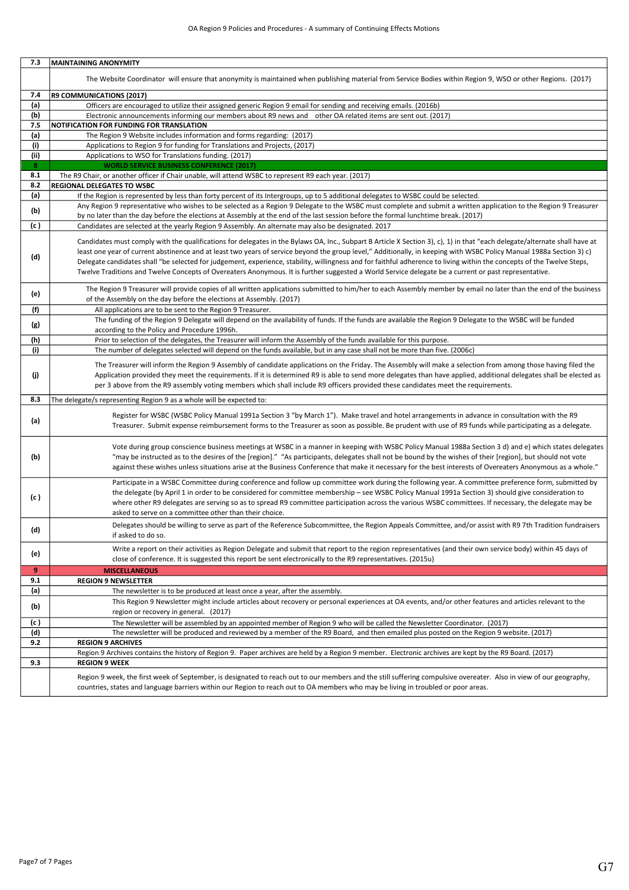| | |
|---|---|
| 7.3 | **MAINTAINING ANONYMITY** |
| | The Website Coordinator will ensure that anonymity is maintained when publishing material from Service Bodies within Region 9, WSO or other Regions. (2017) |
| 7.4 | **R9 COMMUNICATIONS (2017)** |
| (a) | Officers are encouraged to utilize their assigned generic Region 9 email for sending and receiving emails. (2016b) |
| (b) | Electronic announcements informing our members about R9 news and other OA related items are sent out. (2017) |
| 7.5 | **NOTIFICATION FOR FUNDING FOR TRANSLATION** |
| (a) | The Region 9 Website includes information and forms regarding: (2017) |
| (i) | Applications to Region 9 for funding for Translations and Projects, (2017) |
| (ii) | Applications to WSO for Translations funding. (2017) |
| **8** | **WORLD SERVICE BUSINESS CONFERENCE (2017)** |
| 8.1 | The R9 Chair, or another officer if Chair unable, will attend WSBC to represent R9 each year. (2017) |
| 8.2 | **REGIONAL DELEGATES TO WSBC** |
| (a) | If the Region is represented by less than forty percent of its Intergroups, up to 5 additional delegates to WSBC could be selected. |
| (b) | Any Region 9 representative who wishes to be selected as a Region 9 Delegate to the WSBC must complete and submit a written application to the Region 9 Treasurer by no later than the day before the elections at Assembly at the end of the last session before the formal lunchtime break. (2017) |
| (c ) | Candidates are selected at the yearly Region 9 Assembly. An alternate may also be designated. 2017 |
| (d) | Candidates must comply with the qualifications for delegates in the Bylaws OA, Inc., Subpart B Article X Section 3), c), 1) in that "each delegate/alternate shall have at least one year of current abstinence and at least two years of service beyond the group level," Additionally, in keeping with WSBC Policy Manual 1988a Section 3) c) Delegate candidates shall "be selected for judgement, experience, stability, willingness and for faithful adherence to living within the concepts of the Twelve Steps, Twelve Traditions and Twelve Concepts of Overeaters Anonymous. It is further suggested a World Service delegate be a current or past representative. |
| (e) | The Region 9 Treasurer will provide copies of all written applications submitted to him/her to each Assembly member by email no later than the end of the business of the Assembly on the day before the elections at Assembly. (2017) |
| (f) | All applications are to be sent to the Region 9 Treasurer. |
| (g) | The funding of the Region 9 Delegate will depend on the availability of funds. If the funds are available the Region 9 Delegate to the WSBC will be funded according to the Policy and Procedure 1996h. |
| (h) | Prior to selection of the delegates, the Treasurer will inform the Assembly of the funds available for this purpose. |
| (i) | The number of delegates selected will depend on the funds available, but in any case shall not be more than five. (2006c) |
| (j) | The Treasurer will inform the Region 9 Assembly of candidate applications on the Friday. The Assembly will make a selection from among those having filed the Application provided they meet the requirements. If it is determined R9 is able to send more delegates than have applied, additional delegates shall be elected as per 3 above from the R9 assembly voting members which shall include R9 officers provided these candidates meet the requirements. |
| 8.3 | The delegate/s representing Region 9 as a whole will be expected to: |
| (a) | Register for WSBC (WSBC Policy Manual 1991a Section 3 "by March 1"). Make travel and hotel arrangements in advance in consultation with the R9 Treasurer. Submit expense reimbursement forms to the Treasurer as soon as possible. Be prudent with use of R9 funds while participating as a delegate. |
| (b) | Vote during group conscience business meetings at WSBC in a manner in keeping with WSBC Policy Manual 1988a Section 3 d) and e) which states delegates "may be instructed as to the desires of the [region]." "As participants, delegates shall not be bound by the wishes of their [region], but should not vote against these wishes unless situations arise at the Business Conference that make it necessary for the best interests of Overeaters Anonymous as a whole." |
| (c ) | Participate in a WSBC Committee during conference and follow up committee work during the following year. A committee preference form, submitted by the delegate (by April 1 in order to be considered for committee membership – see WSBC Policy Manual 1991a Section 3) should give consideration to where other R9 delegates are serving so as to spread R9 committee participation across the various WSBC committees. If necessary, the delegate may be asked to serve on a committee other than their choice. |
| (d) | Delegates should be willing to serve as part of the Reference Subcommittee, the Region Appeals Committee, and/or assist with R9 7th Tradition fundraisers if asked to do so. |
| (e) | Write a report on their activities as Region Delegate and submit that report to the region representatives (and their own service body) within 45 days of close of conference. It is suggested this report be sent electronically to the R9 representatives. (2015u) |
| **9** | **MISCELLANEOUS** |
| 9.1 | **REGION 9 NEWSLETTER** |
| (a) | The newsletter is to be produced at least once a year, after the assembly. |
| (b) | This Region 9 Newsletter might include articles about recovery or personal experiences at OA events, and/or other features and articles relevant to the region or recovery in general. (2017) |
| (c ) | The Newsletter will be assembled by an appointed member of Region 9 who will be called the Newsletter Coordinator. (2017) |
| (d) | The newsletter will be produced and reviewed by a member of the R9 Board, and then emailed plus posted on the Region 9 website. (2017) |
| 9.2 | **REGION 9 ARCHIVES** |
| | Region 9 Archives contains the history of Region 9. Paper archives are held by a Region 9 member. Electronic archives are kept by the R9 Board. (2017) |
| 9.3 | **REGION 9 WEEK** |
| | Region 9 week, the first week of September, is designated to reach out to our members and the still suffering compulsive overeater. Also in view of our geography, countries, states and language barriers within our Region to reach out to OA members who may be living in troubled or poor areas. |